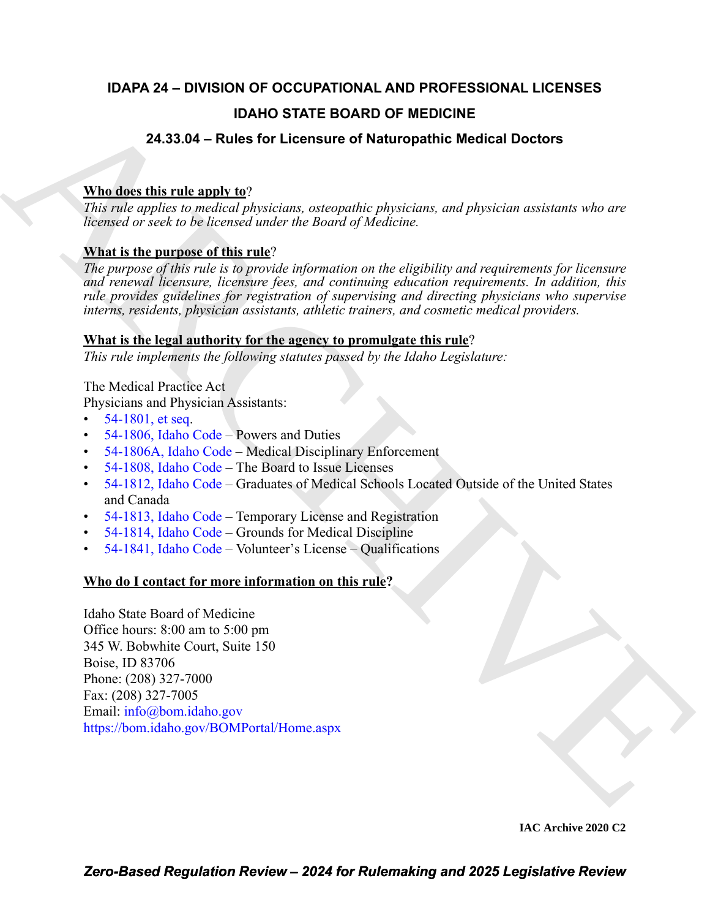# IDAPA 24 – DIVISION OF OCCUPATIONAL AND PROFESSIONAL LICENSES

## IDAHO STATE BOARD OF MEDICINE

### 24.33.04 – Rules for Licensure of Naturopathic Medical Doctors

**Who does this rule apply to**?

*This rule applies to medical physicians, osteopathic physicians, and physician assistants who are licensed or seek to be licensed under the Board of Medicine.*

**What is the purpose of this rule**?

*The purpose of this rule is to provide information on the eligibility and requirements for licensure and renewal licensure, licensure fees, and continuing education requirements. In addition, this rule provides guidelines for registration of supervising and directing physicians who supervise interns, residents, physician assistants, athletic trainers, and cosmetic medical providers.*

**What is the legal authority for the agency to promulgate this rule**?

*This rule implements the following statutes passed by the Idaho Legislature:*

The Medical Practice Act
Physicians and Physician Assistants:

- 54-1801, et seq.
- 54-1806, Idaho Code – Powers and Duties
- 54-1806A, Idaho Code – Medical Disciplinary Enforcement
- 54-1808, Idaho Code – The Board to Issue Licenses
- 54-1812, Idaho Code – Graduates of Medical Schools Located Outside of the United States and Canada
- 54-1813, Idaho Code – Temporary License and Registration
- 54-1814, Idaho Code – Grounds for Medical Discipline
- 54-1841, Idaho Code – Volunteer's License – Qualifications

**Who do I contact for more information on this rule?**

Idaho State Board of Medicine
Office hours: 8:00 am to 5:00 pm
345 W. Bobwhite Court, Suite 150
Boise, ID 83706
Phone: (208) 327-7000
Fax: (208) 327-7005
Email: info@bom.idaho.gov
https://bom.idaho.gov/BOMPortal/Home.aspx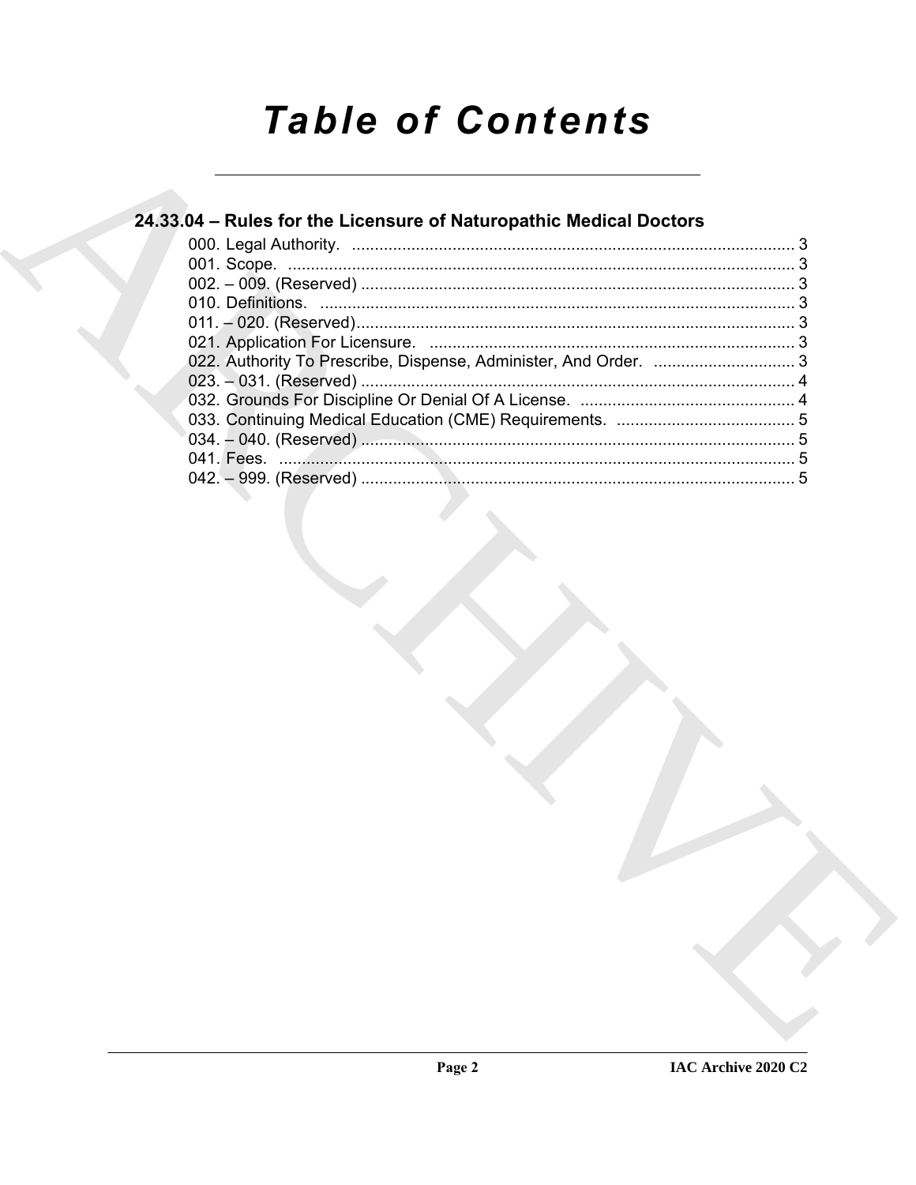# Table of Contents

## 24.33.04 – Rules for the Licensure of Naturopathic Medical Doctors

000. Legal Authority. ........................................................................................ 3
001. Scope. ...................................................................................................... 3
002. – 009. (Reserved) ..................................................................................... 3
010. Definitions. .............................................................................................. 3
011. – 020. (Reserved) ..................................................................................... 3
021. Application For Licensure. ....................................................................... 3
022. Authority To Prescribe, Dispense, Administer, And Order. ........................ 3
023. – 031. (Reserved) ..................................................................................... 4
032. Grounds For Discipline Or Denial Of A License. ....................................... 4
033. Continuing Medical Education (CME) Requirements. ................................ 5
034. – 040. (Reserved) ..................................................................................... 5
041. Fees. ........................................................................................................ 5
042. – 999. (Reserved) ..................................................................................... 5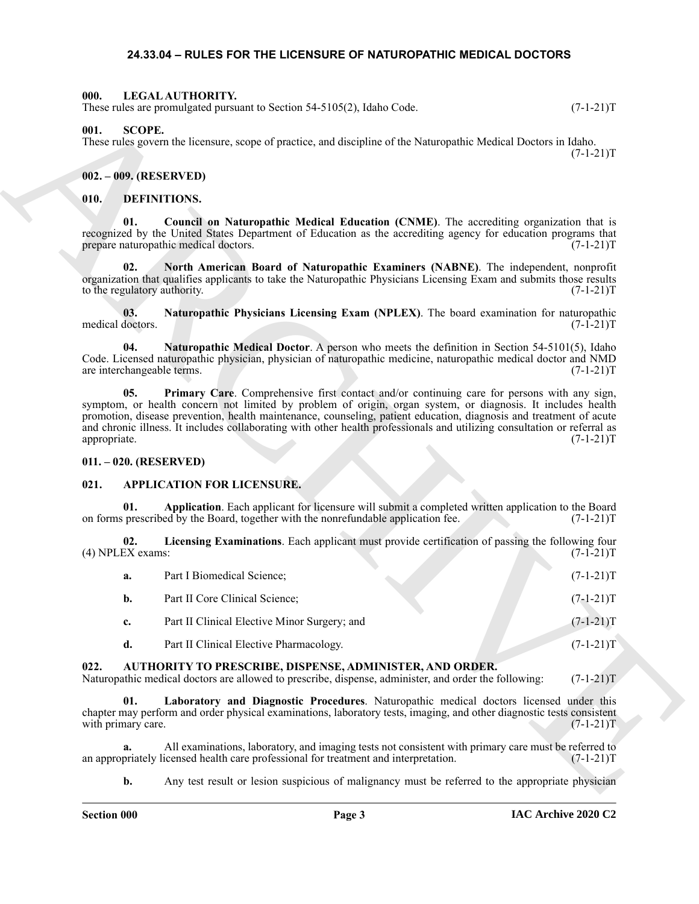## 24.33.04 – RULES FOR THE LICENSURE OF NATUROPATHIC MEDICAL DOCTORS

### 000. LEGAL AUTHORITY.
These rules are promulgated pursuant to Section 54-5105(2), Idaho Code. (7-1-21)T

### 001. SCOPE.
These rules govern the licensure, scope of practice, and discipline of the Naturopathic Medical Doctors in Idaho. (7-1-21)T

### 002. – 009. (RESERVED)

### 010. DEFINITIONS.

**01. Council on Naturopathic Medical Education (CNME)**. The accrediting organization that is recognized by the United States Department of Education as the accrediting agency for education programs that prepare naturopathic medical doctors. (7-1-21)T

**02. North American Board of Naturopathic Examiners (NABNE)**. The independent, nonprofit organization that qualifies applicants to take the Naturopathic Physicians Licensing Exam and submits those results to the regulatory authority. (7-1-21)T

**03. Naturopathic Physicians Licensing Exam (NPLEX)**. The board examination for naturopathic medical doctors. (7-1-21)T

**04. Naturopathic Medical Doctor**. A person who meets the definition in Section 54-5101(5), Idaho Code. Licensed naturopathic physician, physician of naturopathic medicine, naturopathic medical doctor and NMD are interchangeable terms. (7-1-21)T

**05. Primary Care**. Comprehensive first contact and/or continuing care for persons with any sign, symptom, or health concern not limited by problem of origin, organ system, or diagnosis. It includes health promotion, disease prevention, health maintenance, counseling, patient education, diagnosis and treatment of acute and chronic illness. It includes collaborating with other health professionals and utilizing consultation or referral as appropriate. (7-1-21)T

### 011. – 020. (RESERVED)

### 021. APPLICATION FOR LICENSURE.

**01. Application**. Each applicant for licensure will submit a completed written application to the Board on forms prescribed by the Board, together with the nonrefundable application fee. (7-1-21)T

**02. Licensing Examinations**. Each applicant must provide certification of passing the following four (4) NPLEX exams: (7-1-21)T

**a.** Part I Biomedical Science; (7-1-21)T

**b.** Part II Core Clinical Science; (7-1-21)T

**c.** Part II Clinical Elective Minor Surgery; and (7-1-21)T

**d.** Part II Clinical Elective Pharmacology. (7-1-21)T

### 022. AUTHORITY TO PRESCRIBE, DISPENSE, ADMINISTER, AND ORDER.
Naturopathic medical doctors are allowed to prescribe, dispense, administer, and order the following: (7-1-21)T

**01. Laboratory and Diagnostic Procedures**. Naturopathic medical doctors licensed under this chapter may perform and order physical examinations, laboratory tests, imaging, and other diagnostic tests consistent with primary care. (7-1-21)T

**a.** All examinations, laboratory, and imaging tests not consistent with primary care must be referred to an appropriately licensed health care professional for treatment and interpretation. (7-1-21)T

**b.** Any test result or lesion suspicious of malignancy must be referred to the appropriate physician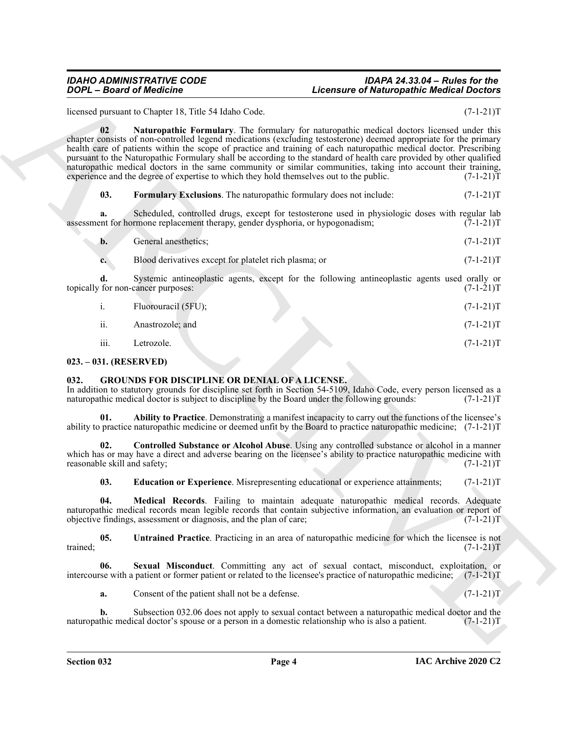licensed pursuant to Chapter 18, Title 54 Idaho Code. (7-1-21)T

**02** **Naturopathic Formulary**. The formulary for naturopathic medical doctors licensed under this chapter consists of non-controlled legend medications (excluding testosterone) deemed appropriate for the primary health care of patients within the scope of practice and training of each naturopathic medical doctor. Prescribing pursuant to the Naturopathic Formulary shall be according to the standard of health care provided by other qualified naturopathic medical doctors in the same community or similar communities, taking into account their training, experience and the degree of expertise to which they hold themselves out to the public. (7-1-21)T

**03.** **Formulary Exclusions**. The naturopathic formulary does not include: (7-1-21)T

**a.** Scheduled, controlled drugs, except for testosterone used in physiologic doses with regular lab assessment for hormone replacement therapy, gender dysphoria, or hypogonadism; (7-1-21)T

**b.** General anesthetics; (7-1-21)T

**c.** Blood derivatives except for platelet rich plasma; or (7-1-21)T

**d.** Systemic antineoplastic agents, except for the following antineoplastic agents used orally or topically for non-cancer purposes: (7-1-21)T

i. Fluorouracil (5FU); (7-1-21)T

ii. Anastrozole; and (7-1-21)T

iii. Letrozole. (7-1-21)T

**023. – 031. (RESERVED)**

**032. GROUNDS FOR DISCIPLINE OR DENIAL OF A LICENSE.**

In addition to statutory grounds for discipline set forth in Section 54-5109, Idaho Code, every person licensed as a naturopathic medical doctor is subject to discipline by the Board under the following grounds: (7-1-21)T

**01.** **Ability to Practice**. Demonstrating a manifest incapacity to carry out the functions of the licensee's ability to practice naturopathic medicine or deemed unfit by the Board to practice naturopathic medicine; (7-1-21)T

**02.** **Controlled Substance or Alcohol Abuse**. Using any controlled substance or alcohol in a manner which has or may have a direct and adverse bearing on the licensee's ability to practice naturopathic medicine with reasonable skill and safety; (7-1-21)T

**03.** **Education or Experience**. Misrepresenting educational or experience attainments; (7-1-21)T

**04.** **Medical Records**. Failing to maintain adequate naturopathic medical records. Adequate naturopathic medical records mean legible records that contain subjective information, an evaluation or report of objective findings, assessment or diagnosis, and the plan of care; (7-1-21)T

**05.** **Untrained Practice**. Practicing in an area of naturopathic medicine for which the licensee is not trained; (7-1-21)T

**06.** **Sexual Misconduct**. Committing any act of sexual contact, misconduct, exploitation, or intercourse with a patient or former patient or related to the licensee's practice of naturopathic medicine; (7-1-21)T

**a.** Consent of the patient shall not be a defense. (7-1-21)T

**b.** Subsection 032.06 does not apply to sexual contact between a naturopathic medical doctor and the naturopathic medical doctor's spouse or a person in a domestic relationship who is also a patient. (7-1-21)T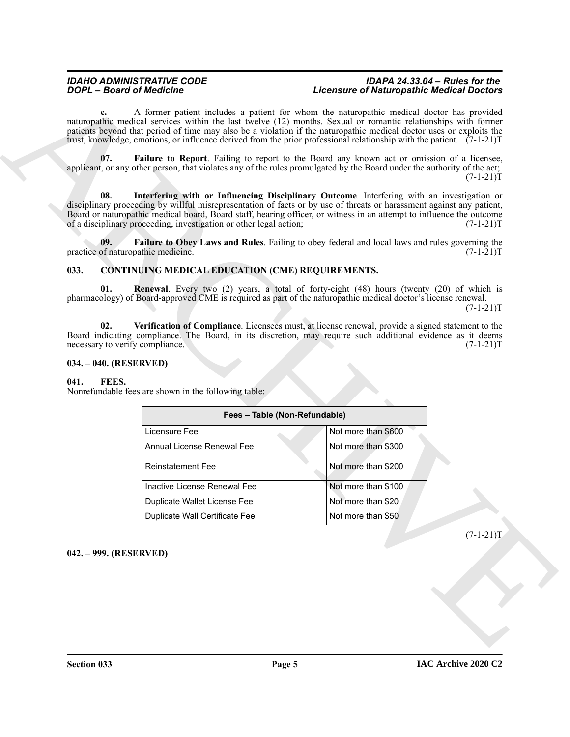**c.** A former patient includes a patient for whom the naturopathic medical doctor has provided naturopathic medical services within the last twelve (12) months. Sexual or romantic relationships with former patients beyond that period of time may also be a violation if the naturopathic medical doctor uses or exploits the trust, knowledge, emotions, or influence derived from the prior professional relationship with the patient. (7-1-21)T

**07. Failure to Report**. Failing to report to the Board any known act or omission of a licensee, applicant, or any other person, that violates any of the rules promulgated by the Board under the authority of the act; (7-1-21)T

**08. Interfering with or Influencing Disciplinary Outcome**. Interfering with an investigation or disciplinary proceeding by willful misrepresentation of facts or by use of threats or harassment against any patient, Board or naturopathic medical board, Board staff, hearing officer, or witness in an attempt to influence the outcome of a disciplinary proceeding, investigation or other legal action; (7-1-21)T

**09. Failure to Obey Laws and Rules**. Failing to obey federal and local laws and rules governing the practice of naturopathic medicine. (7-1-21)T

## 033. CONTINUING MEDICAL EDUCATION (CME) REQUIREMENTS.

**01. Renewal**. Every two (2) years, a total of forty-eight (48) hours (twenty (20) of which is pharmacology) of Board-approved CME is required as part of the naturopathic medical doctor's license renewal. (7-1-21)T

**02. Verification of Compliance**. Licensees must, at license renewal, provide a signed statement to the Board indicating compliance. The Board, in its discretion, may require such additional evidence as it deems necessary to verify compliance. (7-1-21)T

## 034. – 040. (RESERVED)

## 041. FEES.

Nonrefundable fees are shown in the following table:

| Fees – Table (Non-Refundable) | |
|---|---|
| Licensure Fee | Not more than $600 |
| Annual License Renewal Fee | Not more than $300 |
| Reinstatement Fee | Not more than $200 |
| Inactive License Renewal Fee | Not more than $100 |
| Duplicate Wallet License Fee | Not more than $20 |
| Duplicate Wall Certificate Fee | Not more than $50 |

(7-1-21)T

## 042. – 999. (RESERVED)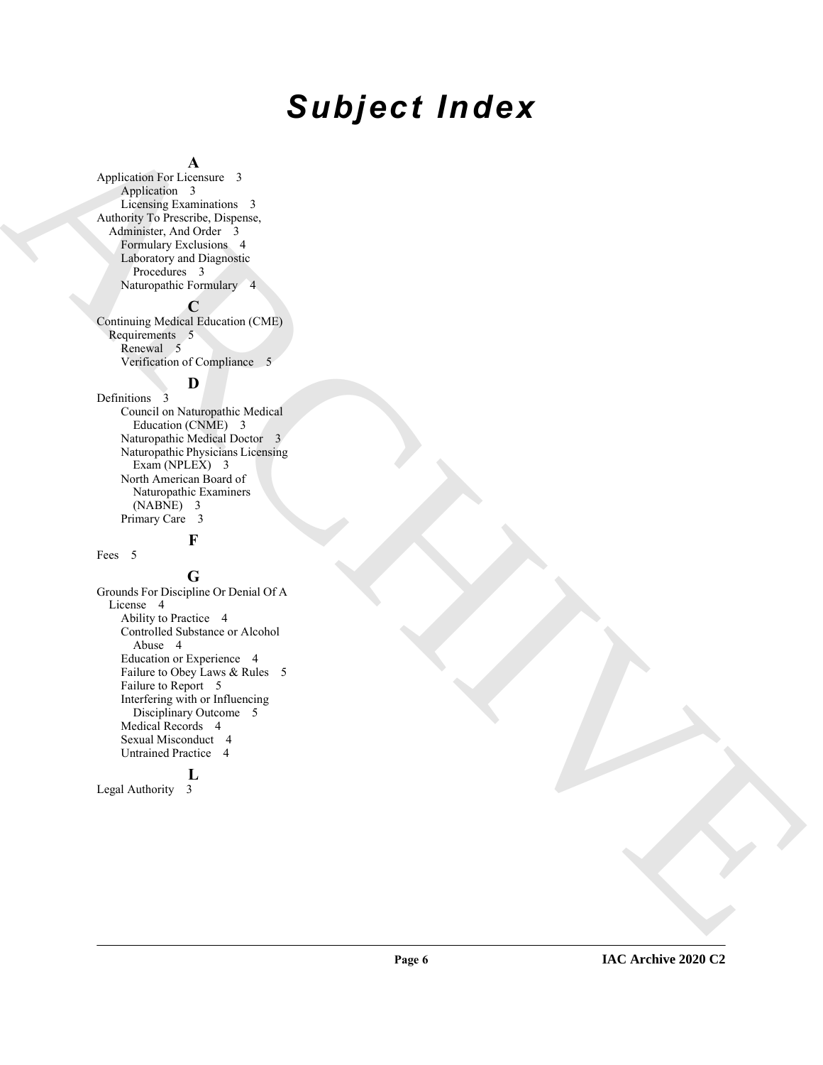# *Subject Index*

**A**

Application For Licensure 3
- Application 3
- Licensing Examinations 3

Authority To Prescribe, Dispense, Administer, And Order 3
- Formulary Exclusions 4
- Laboratory and Diagnostic Procedures 3
- Naturopathic Formulary 4

**C**

Continuing Medical Education (CME) Requirements 5
- Renewal 5
- Verification of Compliance 5

**D**

Definitions 3
- Council on Naturopathic Medical Education (CNME) 3
- Naturopathic Medical Doctor 3
- Naturopathic Physicians Licensing Exam (NPLEX) 3
- North American Board of Naturopathic Examiners (NABNE) 3
- Primary Care 3

**F**

Fees 5

**G**

Grounds For Discipline Or Denial Of A License 4
- Ability to Practice 4
- Controlled Substance or Alcohol Abuse 4
- Education or Experience 4
- Failure to Obey Laws & Rules 5
- Failure to Report 5
- Interfering with or Influencing Disciplinary Outcome 5
- Medical Records 4
- Sexual Misconduct 4
- Untrained Practice 4

**L**

Legal Authority 3